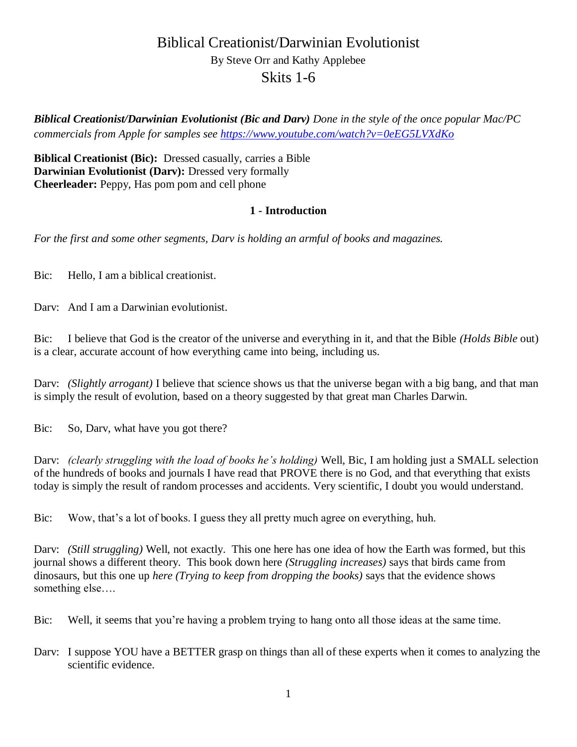# Biblical Creationist/Darwinian Evolutionist

By Steve Orr and Kathy Applebee

## Skits 1-6

***Biblical Creationist/Darwinian Evolutionist (Bic and Darv)*** *Done in the style of the once popular Mac/PC commercials from Apple for samples see [https://www.youtube.com/watch?v=0eEG5LVXdKo](https://www.youtube.com/watch?v=0eEG5LVXdKo)*

**Biblical Creationist (Bic):** Dressed casually, carries a Bible
**Darwinian Evolutionist (Darv):** Dressed very formally
**Cheerleader:** Peppy, Has pom pom and cell phone

### 1 - Introduction

*For the first and some other segments, Darv is holding an armful of books and magazines.*

Bic: Hello, I am a biblical creationist.

Darv: And I am a Darwinian evolutionist.

Bic: I believe that God is the creator of the universe and everything in it, and that the Bible *(Holds Bible* out) is a clear, accurate account of how everything came into being, including us.

Darv: *(Slightly arrogant)* I believe that science shows us that the universe began with a big bang, and that man is simply the result of evolution, based on a theory suggested by that great man Charles Darwin.

Bic: So, Darv, what have you got there?

Darv: *(clearly struggling with the load of books he's holding)* Well, Bic, I am holding just a SMALL selection of the hundreds of books and journals I have read that PROVE there is no God, and that everything that exists today is simply the result of random processes and accidents. Very scientific, I doubt you would understand.

Bic: Wow, that's a lot of books. I guess they all pretty much agree on everything, huh.

Darv: *(Still struggling)* Well, not exactly. This one here has one idea of how the Earth was formed, but this journal shows a different theory. This book down here *(Struggling increases)* says that birds came from dinosaurs, but this one up *here (Trying to keep from dropping the books)* says that the evidence shows something else….

Bic: Well, it seems that you're having a problem trying to hang onto all those ideas at the same time.

Darv: I suppose YOU have a BETTER grasp on things than all of these experts when it comes to analyzing the scientific evidence.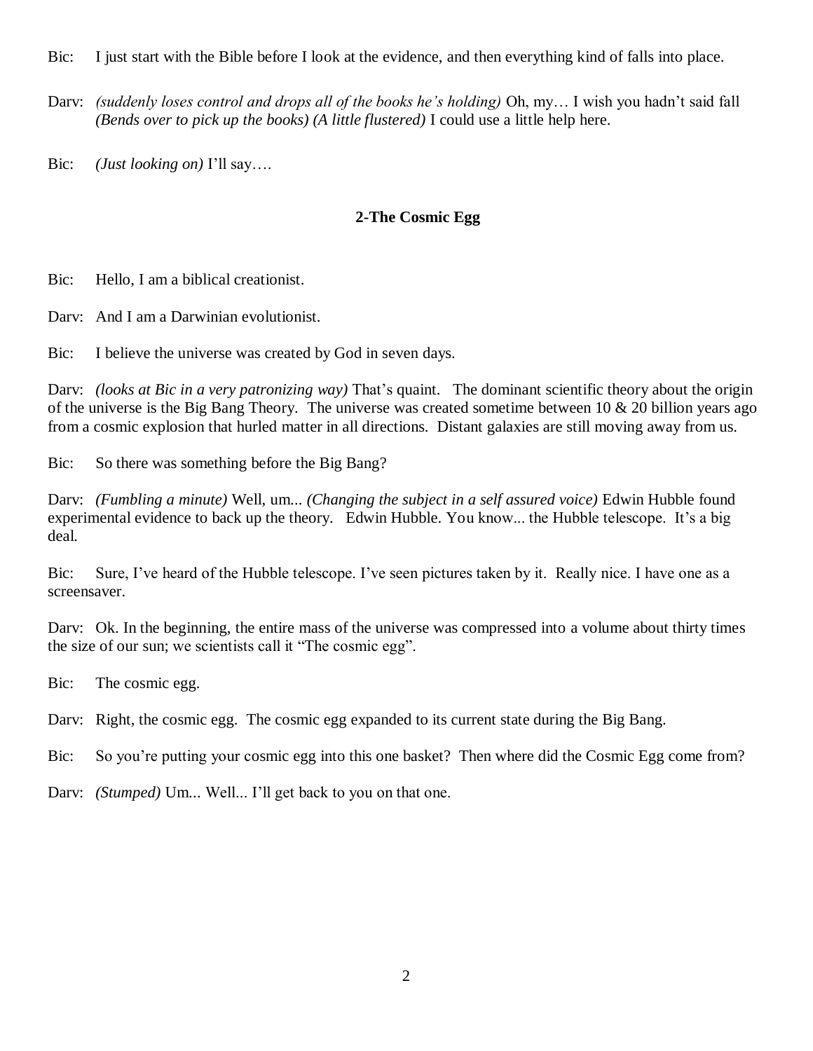Bic: I just start with the Bible before I look at the evidence, and then everything kind of falls into place.

Darv: *(suddenly loses control and drops all of the books he's holding)* Oh, my… I wish you hadn't said fall *(Bends over to pick up the books) (A little flustered)* I could use a little help here.

Bic: *(Just looking on)* I'll say….

**2-The Cosmic Egg**

Bic: Hello, I am a biblical creationist.

Darv: And I am a Darwinian evolutionist.

Bic: I believe the universe was created by God in seven days.

Darv: *(looks at Bic in a very patronizing way)* That's quaint. The dominant scientific theory about the origin of the universe is the Big Bang Theory. The universe was created sometime between 10 & 20 billion years ago from a cosmic explosion that hurled matter in all directions. Distant galaxies are still moving away from us.

Bic: So there was something before the Big Bang?

Darv: *(Fumbling a minute)* Well, um... *(Changing the subject in a self assured voice)* Edwin Hubble found experimental evidence to back up the theory. Edwin Hubble. You know... the Hubble telescope. It's a big deal.

Bic: Sure, I've heard of the Hubble telescope. I've seen pictures taken by it. Really nice. I have one as a screensaver.

Darv: Ok. In the beginning, the entire mass of the universe was compressed into a volume about thirty times the size of our sun; we scientists call it "The cosmic egg".

Bic: The cosmic egg.

Darv: Right, the cosmic egg. The cosmic egg expanded to its current state during the Big Bang.

Bic: So you're putting your cosmic egg into this one basket? Then where did the Cosmic Egg come from?

Darv: *(Stumped)* Um... Well... I'll get back to you on that one.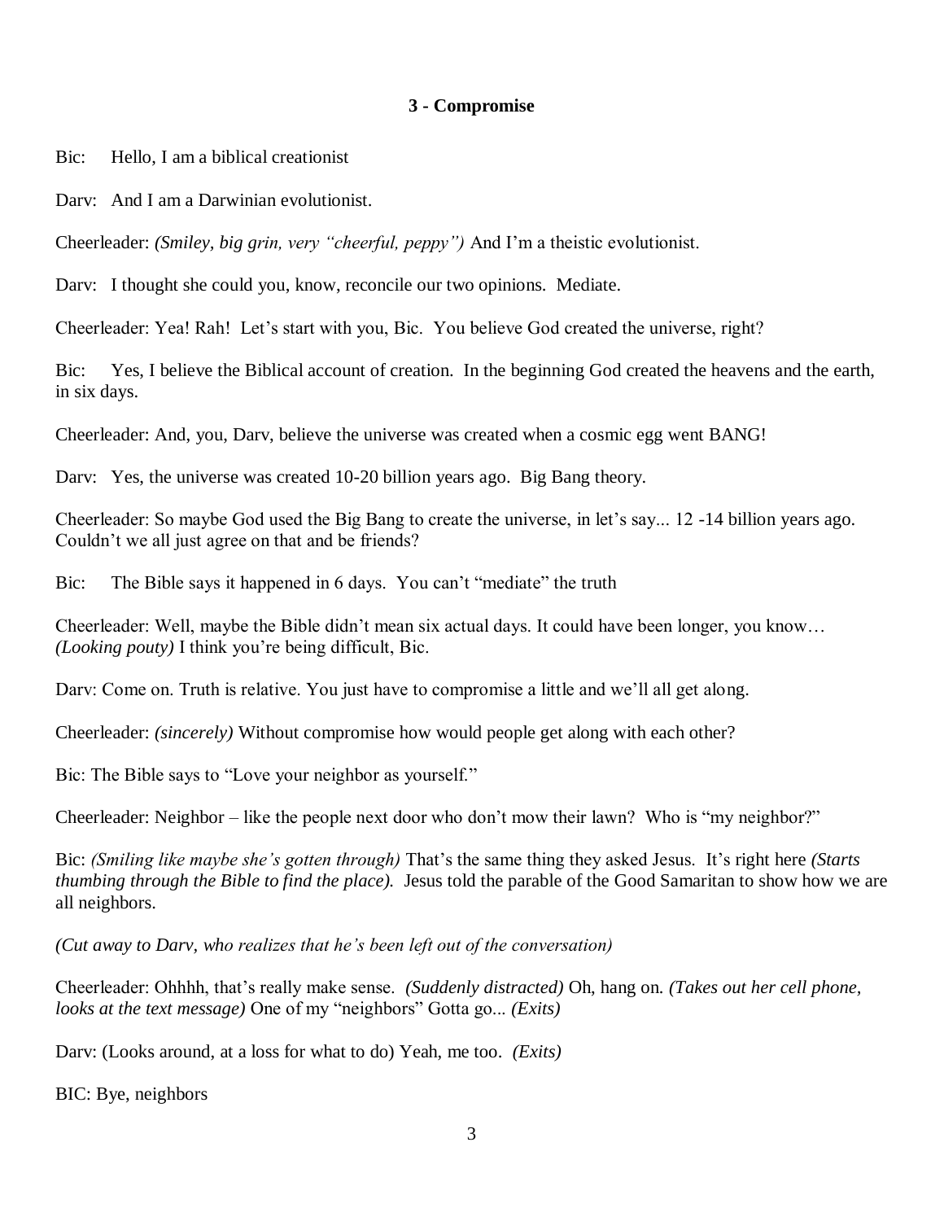**3 - Compromise**

Bic: Hello, I am a biblical creationist

Darv: And I am a Darwinian evolutionist.

Cheerleader: *(Smiley, big grin, very "cheerful, peppy")* And I'm a theistic evolutionist.

Darv: I thought she could you, know, reconcile our two opinions. Mediate.

Cheerleader: Yea! Rah! Let's start with you, Bic. You believe God created the universe, right?

Bic: Yes, I believe the Biblical account of creation. In the beginning God created the heavens and the earth, in six days.

Cheerleader: And, you, Darv, believe the universe was created when a cosmic egg went BANG!

Darv: Yes, the universe was created 10-20 billion years ago. Big Bang theory.

Cheerleader: So maybe God used the Big Bang to create the universe, in let's say... 12 -14 billion years ago. Couldn't we all just agree on that and be friends?

Bic: The Bible says it happened in 6 days. You can't "mediate" the truth

Cheerleader: Well, maybe the Bible didn't mean six actual days. It could have been longer, you know… *(Looking pouty)* I think you're being difficult, Bic.

Darv: Come on. Truth is relative. You just have to compromise a little and we'll all get along.

Cheerleader: *(sincerely)* Without compromise how would people get along with each other?

Bic: The Bible says to "Love your neighbor as yourself."

Cheerleader: Neighbor – like the people next door who don't mow their lawn? Who is "my neighbor?"

Bic: *(Smiling like maybe she's gotten through)* That's the same thing they asked Jesus. It's right here *(Starts thumbing through the Bible to find the place).* Jesus told the parable of the Good Samaritan to show how we are all neighbors.

*(Cut away to Darv, who realizes that he's been left out of the conversation)*

Cheerleader: Ohhhh, that's really make sense. *(Suddenly distracted)* Oh, hang on. *(Takes out her cell phone, looks at the text message)* One of my "neighbors" Gotta go... *(Exits)*

Darv: (Looks around, at a loss for what to do) Yeah, me too. *(Exits)*

BIC: Bye, neighbors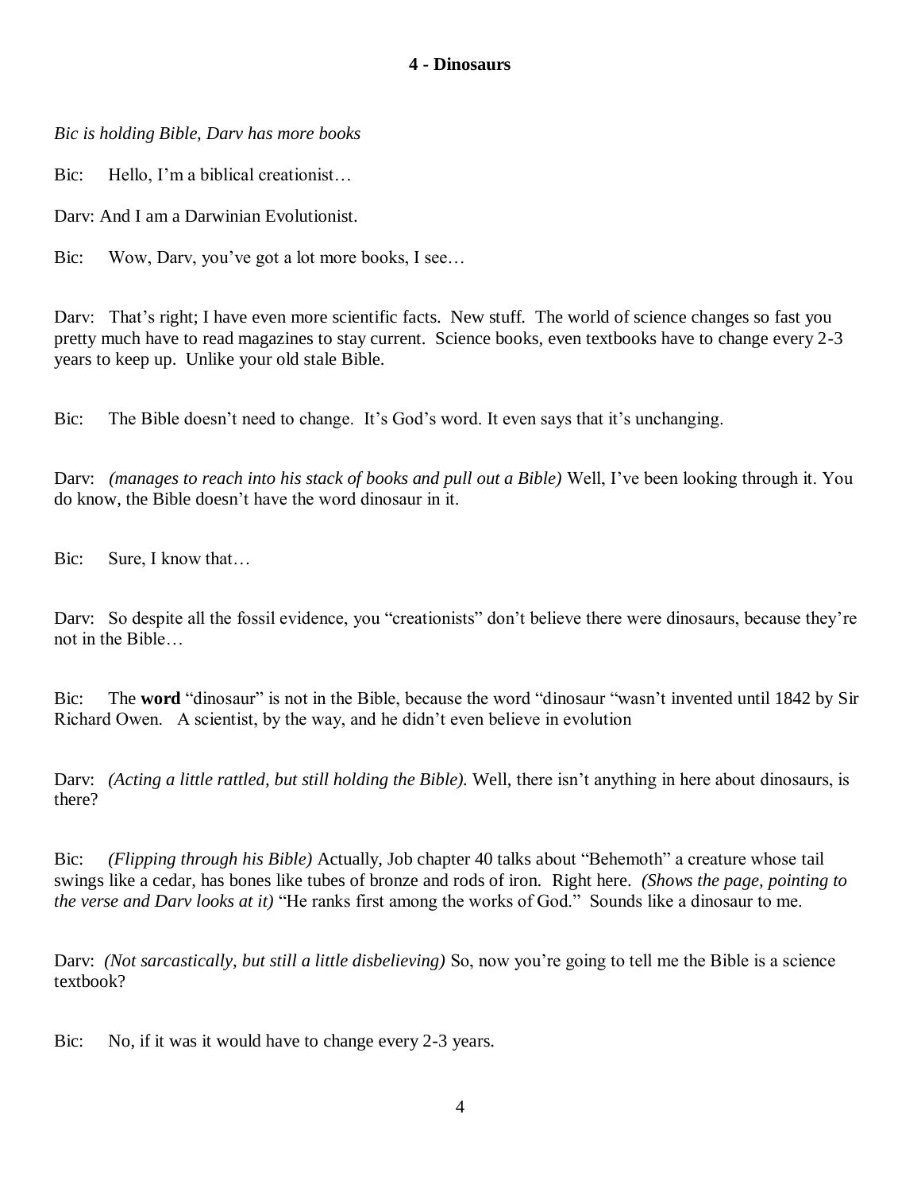**4 - Dinosaurs**

*Bic is holding Bible, Darv has more books*

Bic: Hello, I'm a biblical creationist…

Darv: And I am a Darwinian Evolutionist.

Bic: Wow, Darv, you've got a lot more books, I see…

Darv: That's right; I have even more scientific facts. New stuff. The world of science changes so fast you pretty much have to read magazines to stay current. Science books, even textbooks have to change every 2-3 years to keep up. Unlike your old stale Bible.

Bic: The Bible doesn't need to change. It's God's word. It even says that it's unchanging.

Darv: *(manages to reach into his stack of books and pull out a Bible)* Well, I've been looking through it. You do know, the Bible doesn't have the word dinosaur in it.

Bic: Sure, I know that…

Darv: So despite all the fossil evidence, you "creationists" don't believe there were dinosaurs, because they're not in the Bible…

Bic: The **word** "dinosaur" is not in the Bible, because the word "dinosaur "wasn't invented until 1842 by Sir Richard Owen. A scientist, by the way, and he didn't even believe in evolution

Darv: *(Acting a little rattled, but still holding the Bible).* Well, there isn't anything in here about dinosaurs, is there?

Bic: *(Flipping through his Bible)* Actually, Job chapter 40 talks about "Behemoth" a creature whose tail swings like a cedar, has bones like tubes of bronze and rods of iron. Right here. *(Shows the page, pointing to the verse and Darv looks at it)* "He ranks first among the works of God." Sounds like a dinosaur to me.

Darv: *(Not sarcastically, but still a little disbelieving)* So, now you're going to tell me the Bible is a science textbook?

Bic: No, if it was it would have to change every 2-3 years.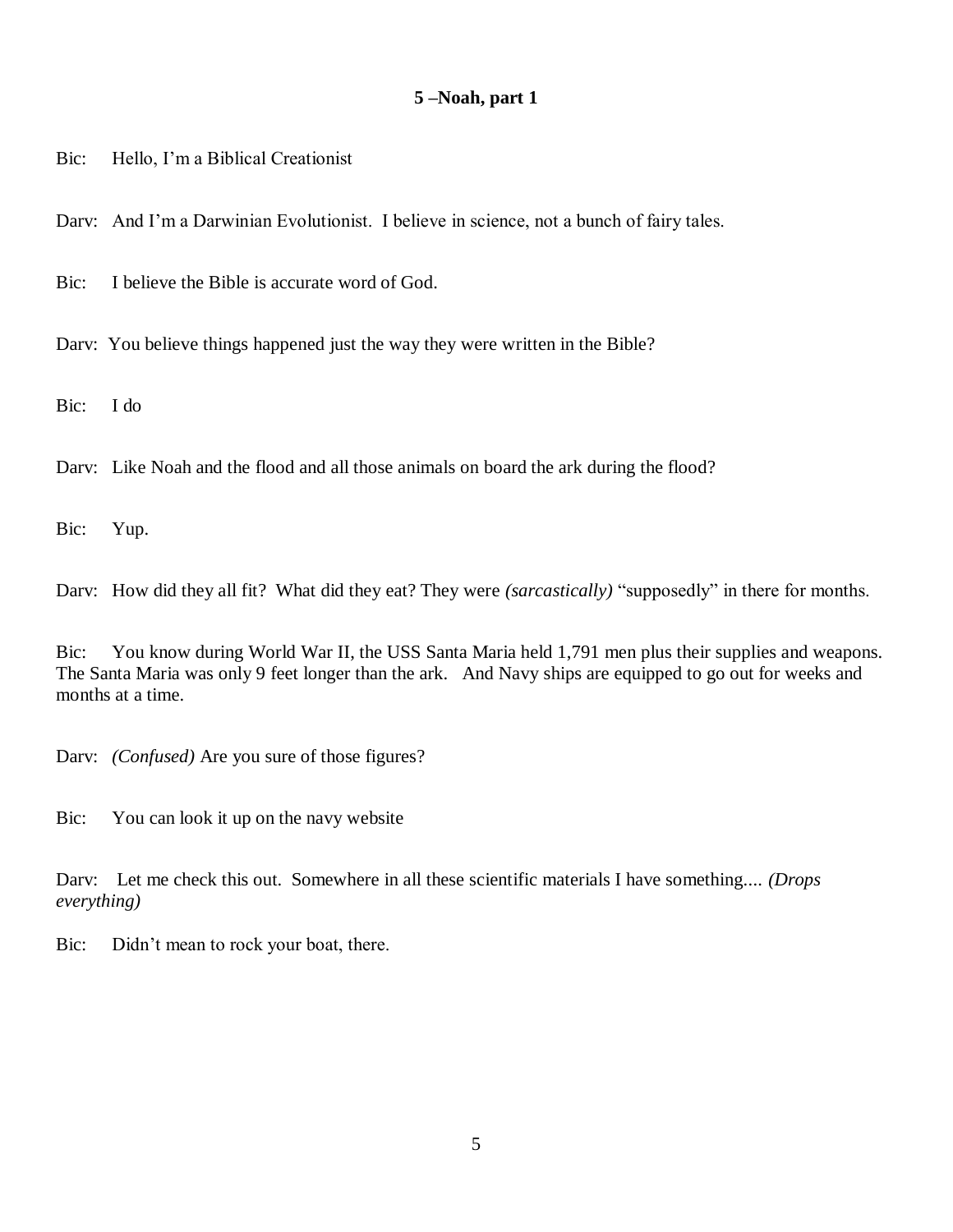**5 –Noah, part 1**

Bic: Hello, I'm a Biblical Creationist

Darv: And I'm a Darwinian Evolutionist. I believe in science, not a bunch of fairy tales.

Bic: I believe the Bible is accurate word of God.

Darv: You believe things happened just the way they were written in the Bible?

Bic: I do

Darv: Like Noah and the flood and all those animals on board the ark during the flood?

Bic: Yup.

Darv: How did they all fit? What did they eat? They were *(sarcastically)* "supposedly" in there for months.

Bic: You know during World War II, the USS Santa Maria held 1,791 men plus their supplies and weapons. The Santa Maria was only 9 feet longer than the ark. And Navy ships are equipped to go out for weeks and months at a time.

Darv: *(Confused)* Are you sure of those figures?

Bic: You can look it up on the navy website

Darv: Let me check this out. Somewhere in all these scientific materials I have something.... *(Drops everything)*

Bic: Didn't mean to rock your boat, there.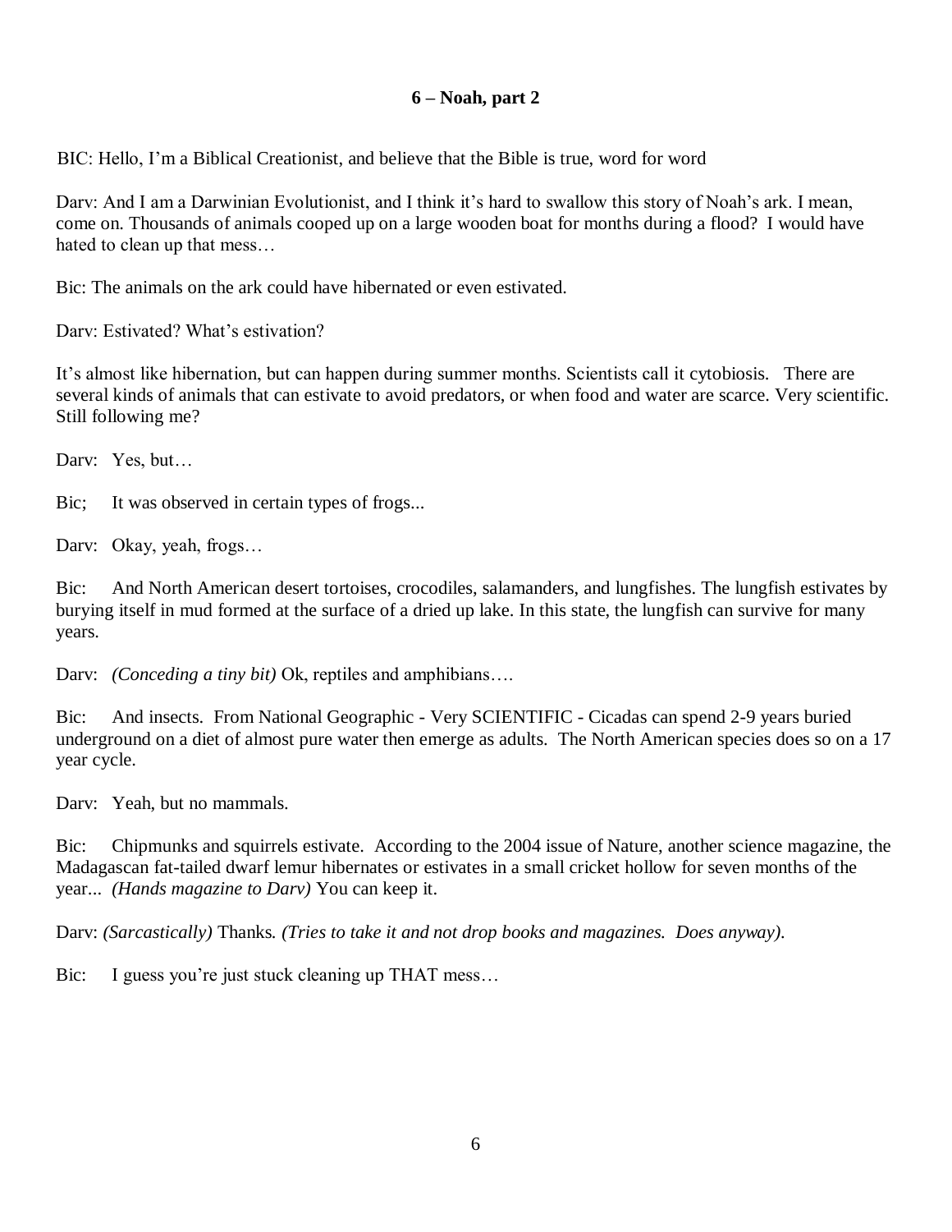**6 – Noah, part 2**

BIC: Hello, I'm a Biblical Creationist, and believe that the Bible is true, word for word

Darv: And I am a Darwinian Evolutionist, and I think it's hard to swallow this story of Noah's ark. I mean, come on. Thousands of animals cooped up on a large wooden boat for months during a flood? I would have hated to clean up that mess…

Bic: The animals on the ark could have hibernated or even estivated.

Darv: Estivated? What's estivation?

It's almost like hibernation, but can happen during summer months. Scientists call it cytobiosis. There are several kinds of animals that can estivate to avoid predators, or when food and water are scarce. Very scientific. Still following me?

Darv: Yes, but…

Bic; It was observed in certain types of frogs...

Darv: Okay, yeah, frogs…

Bic: And North American desert tortoises, crocodiles, salamanders, and lungfishes. The lungfish estivates by burying itself in mud formed at the surface of a dried up lake. In this state, the lungfish can survive for many years.

Darv: *(Conceding a tiny bit)* Ok, reptiles and amphibians….

Bic: And insects. From National Geographic - Very SCIENTIFIC - Cicadas can spend 2-9 years buried underground on a diet of almost pure water then emerge as adults. The North American species does so on a 17 year cycle.

Darv: Yeah, but no mammals.

Bic: Chipmunks and squirrels estivate. According to the 2004 issue of Nature, another science magazine, the Madagascan fat-tailed dwarf lemur hibernates or estivates in a small cricket hollow for seven months of the year... *(Hands magazine to Darv)* You can keep it.

Darv: *(Sarcastically)* Thanks. *(Tries to take it and not drop books and magazines. Does anyway).*

Bic: I guess you're just stuck cleaning up THAT mess…